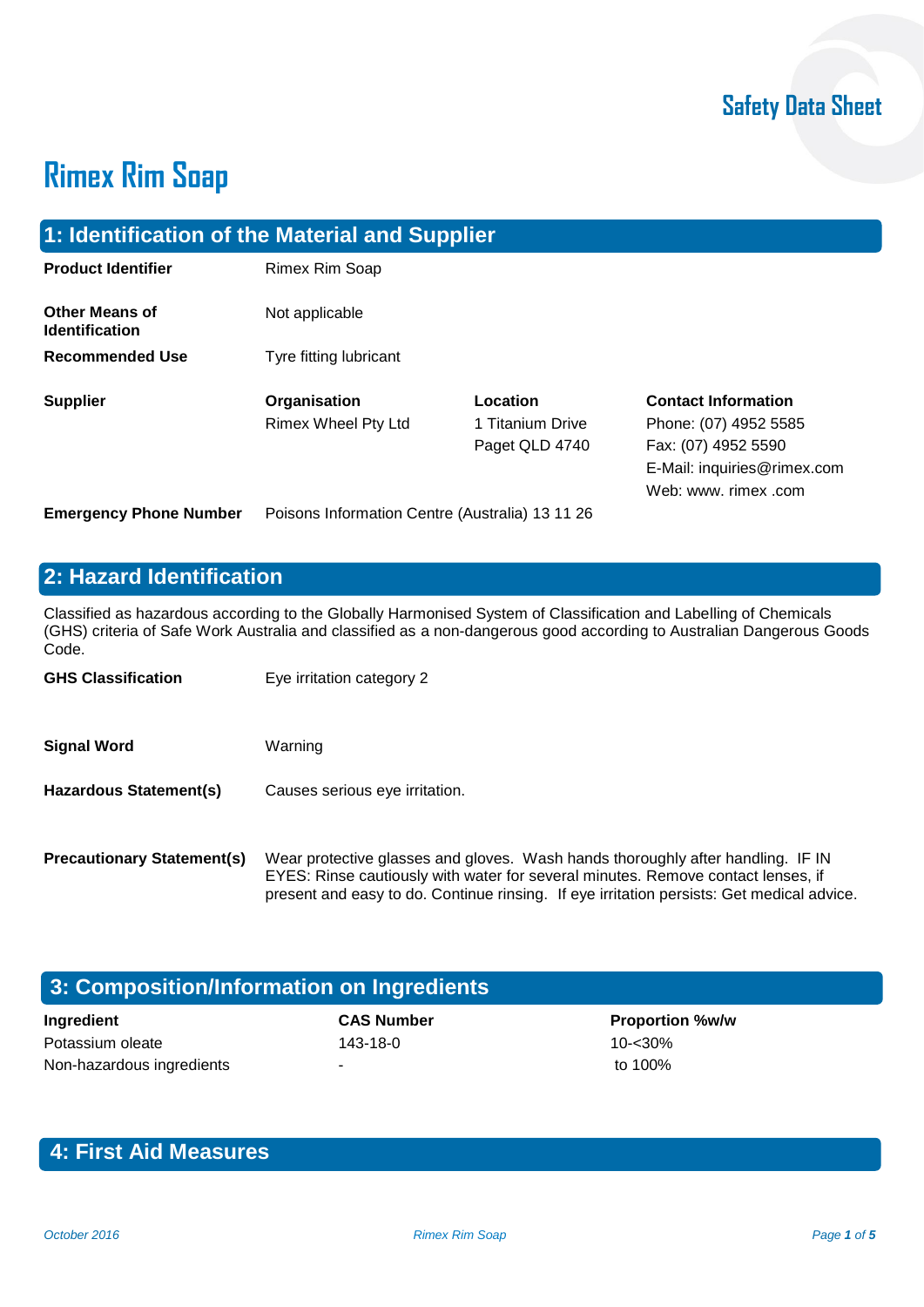Safety Data Sheet

# Rimex Rim Soap

## 1: Identification of the Material and Supplier

**Product Identifier** Rimex Rim Soap

**Other Means of Identification** Not applicable

**Recommended Use** Tyre fitting lubricant

| **Supplier** | **Organisation** | **Location** | **Contact Information** |
|---|---|---|---|
| | Rimex Wheel Pty Ltd | 1 Titanium Drive<br>Paget QLD 4740 | Phone: (07) 4952 5585<br>Fax: (07) 4952 5590<br>E-Mail: inquiries@rimex.com<br>Web: www. rimex .com |

**Emergency Phone Number** Poisons Information Centre (Australia) 13 11 26

## 2: Hazard Identification

Classified as hazardous according to the Globally Harmonised System of Classification and Labelling of Chemicals (GHS) criteria of Safe Work Australia and classified as a non-dangerous good according to Australian Dangerous Goods Code.

**GHS Classification** Eye irritation category 2

**Signal Word** Warning

**Hazardous Statement(s)** Causes serious eye irritation.

**Precautionary Statement(s)** Wear protective glasses and gloves. Wash hands thoroughly after handling. IF IN EYES: Rinse cautiously with water for several minutes. Remove contact lenses, if present and easy to do. Continue rinsing. If eye irritation persists: Get medical advice.

## 3: Composition/Information on Ingredients

| Ingredient | CAS Number | Proportion %w/w |
|---|---|---|
| Potassium oleate | 143-18-0 | 10-<30% |
| Non-hazardous ingredients | - | to 100% |

## 4: First Aid Measures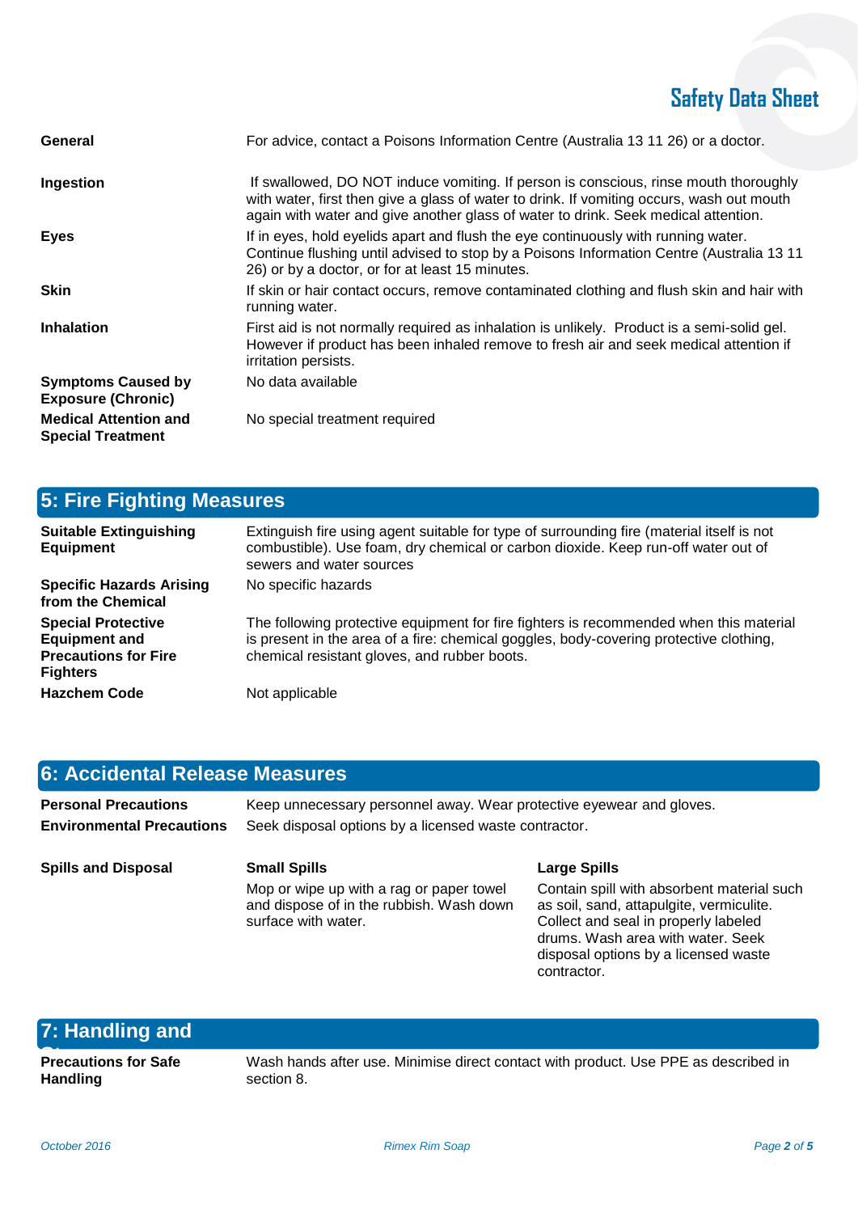| | |
|---|---|
| **General** | For advice, contact a Poisons Information Centre (Australia 13 11 26) or a doctor. |
| **Ingestion** | If swallowed, DO NOT induce vomiting. If person is conscious, rinse mouth thoroughly with water, first then give a glass of water to drink. If vomiting occurs, wash out mouth again with water and give another glass of water to drink. Seek medical attention. |
| **Eyes** | If in eyes, hold eyelids apart and flush the eye continuously with running water. Continue flushing until advised to stop by a Poisons Information Centre (Australia 13 11 26) or by a doctor, or for at least 15 minutes. |
| **Skin** | If skin or hair contact occurs, remove contaminated clothing and flush skin and hair with running water. |
| **Inhalation** | First aid is not normally required as inhalation is unlikely. Product is a semi-solid gel. However if product has been inhaled remove to fresh air and seek medical attention if irritation persists. |
| **Symptoms Caused by Exposure (Chronic)** | No data available |
| **Medical Attention and Special Treatment** | No special treatment required |

## 5: Fire Fighting Measures

| | |
|---|---|
| **Suitable Extinguishing Equipment** | Extinguish fire using agent suitable for type of surrounding fire (material itself is not combustible). Use foam, dry chemical or carbon dioxide. Keep run-off water out of sewers and water sources |
| **Specific Hazards Arising from the Chemical** | No specific hazards |
| **Special Protective Equipment and Precautions for Fire Fighters** | The following protective equipment for fire fighters is recommended when this material is present in the area of a fire: chemical goggles, body-covering protective clothing, chemical resistant gloves, and rubber boots. |
| **Hazchem Code** | Not applicable |

## 6: Accidental Release Measures

| | | |
|---|---|---|
| **Personal Precautions** | Keep unnecessary personnel away. Wear protective eyewear and gloves. | |
| **Environmental Precautions** | Seek disposal options by a licensed waste contractor. | |
| **Spills and Disposal** | **Small Spills**<br>Mop or wipe up with a rag or paper towel and dispose of in the rubbish. Wash down surface with water. | **Large Spills**<br>Contain spill with absorbent material such as soil, sand, attapulgite, vermiculite. Collect and seal in properly labeled drums. Wash area with water. Seek disposal options by a licensed waste contractor. |

## 7: Handling and Storage

| | |
|---|---|
| **Precautions for Safe Handling** | Wash hands after use. Minimise direct contact with product. Use PPE as described in section 8. |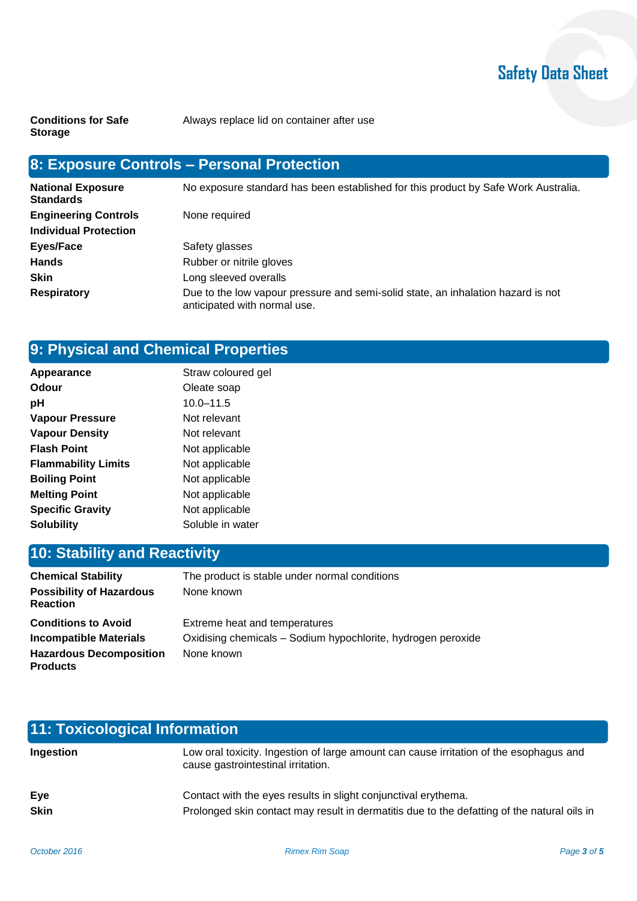| | |
|---|---|
| **Conditions for Safe Storage** | Always replace lid on container after use |

## 8: Exposure Controls – Personal Protection

| | |
|---|---|
| **National Exposure Standards** | No exposure standard has been established for this product by Safe Work Australia. |
| **Engineering Controls** | None required |
| **Individual Protection** | |
| **Eyes/Face** | Safety glasses |
| **Hands** | Rubber or nitrile gloves |
| **Skin** | Long sleeved overalls |
| **Respiratory** | Due to the low vapour pressure and semi-solid state, an inhalation hazard is not anticipated with normal use. |

## 9: Physical and Chemical Properties

| | |
|---|---|
| **Appearance** | Straw coloured gel |
| **Odour** | Oleate soap |
| **pH** | 10.0–11.5 |
| **Vapour Pressure** | Not relevant |
| **Vapour Density** | Not relevant |
| **Flash Point** | Not applicable |
| **Flammability Limits** | Not applicable |
| **Boiling Point** | Not applicable |
| **Melting Point** | Not applicable |
| **Specific Gravity** | Not applicable |
| **Solubility** | Soluble in water |

## 10: Stability and Reactivity

| | |
|---|---|
| **Chemical Stability** | The product is stable under normal conditions |
| **Possibility of Hazardous Reaction** | None known |
| **Conditions to Avoid** | Extreme heat and temperatures |
| **Incompatible Materials** | Oxidising chemicals – Sodium hypochlorite, hydrogen peroxide |
| **Hazardous Decomposition Products** | None known |

## 11: Toxicological Information

| | |
|---|---|
| **Ingestion** | Low oral toxicity. Ingestion of large amount can cause irritation of the esophagus and cause gastrointestinal irritation. |
| **Eye** | Contact with the eyes results in slight conjunctival erythema. |
| **Skin** | Prolonged skin contact may result in dermatitis due to the defatting of the natural oils in |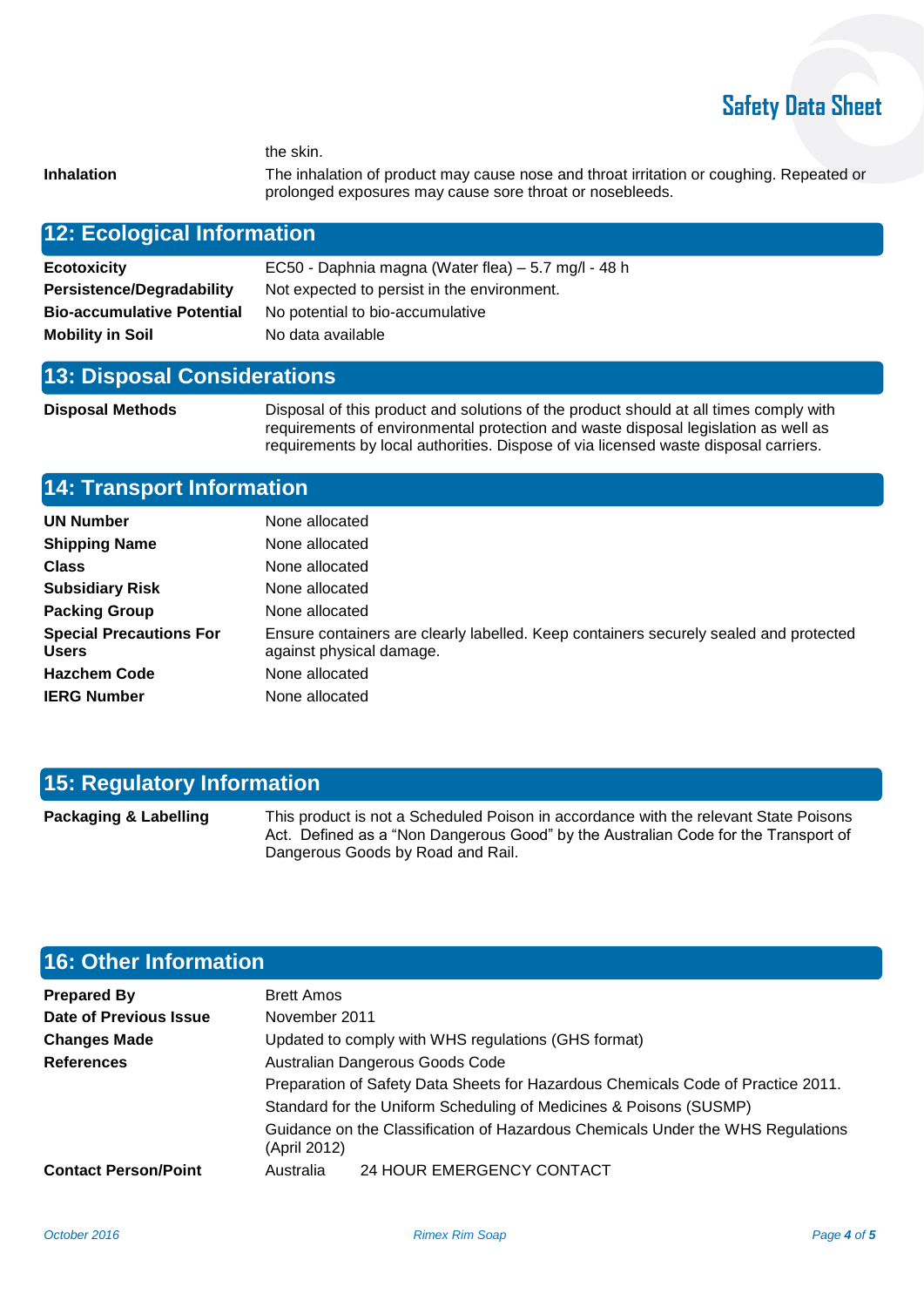the skin.

| | |
|---|---|
| **Inhalation** | The inhalation of product may cause nose and throat irritation or coughing. Repeated or prolonged exposures may cause sore throat or nosebleeds. |

## 12: Ecological Information

| | |
|---|---|
| **Ecotoxicity** | EC50 - Daphnia magna (Water flea) – 5.7 mg/l - 48 h |
| **Persistence/Degradability** | Not expected to persist in the environment. |
| **Bio-accumulative Potential** | No potential to bio-accumulative |
| **Mobility in Soil** | No data available |

## 13: Disposal Considerations

| | |
|---|---|
| **Disposal Methods** | Disposal of this product and solutions of the product should at all times comply with requirements of environmental protection and waste disposal legislation as well as requirements by local authorities. Dispose of via licensed waste disposal carriers. |

## 14: Transport Information

| | |
|---|---|
| **UN Number** | None allocated |
| **Shipping Name** | None allocated |
| **Class** | None allocated |
| **Subsidiary Risk** | None allocated |
| **Packing Group** | None allocated |
| **Special Precautions For Users** | Ensure containers are clearly labelled. Keep containers securely sealed and protected against physical damage. |
| **Hazchem Code** | None allocated |
| **IERG Number** | None allocated |

## 15: Regulatory Information

| | |
|---|---|
| **Packaging & Labelling** | This product is not a Scheduled Poison in accordance with the relevant State Poisons Act. Defined as a "Non Dangerous Good" by the Australian Code for the Transport of Dangerous Goods by Road and Rail. |

## 16: Other Information

| | |
|---|---|
| **Prepared By** | Brett Amos |
| **Date of Previous Issue** | November 2011 |
| **Changes Made** | Updated to comply with WHS regulations (GHS format) |
| **References** | Australian Dangerous Goods Code |
| | Preparation of Safety Data Sheets for Hazardous Chemicals Code of Practice 2011. |
| | Standard for the Uniform Scheduling of Medicines & Poisons (SUSMP) |
| | Guidance on the Classification of Hazardous Chemicals Under the WHS Regulations (April 2012) |
| **Contact Person/Point** | Australia 24 HOUR EMERGENCY CONTACT |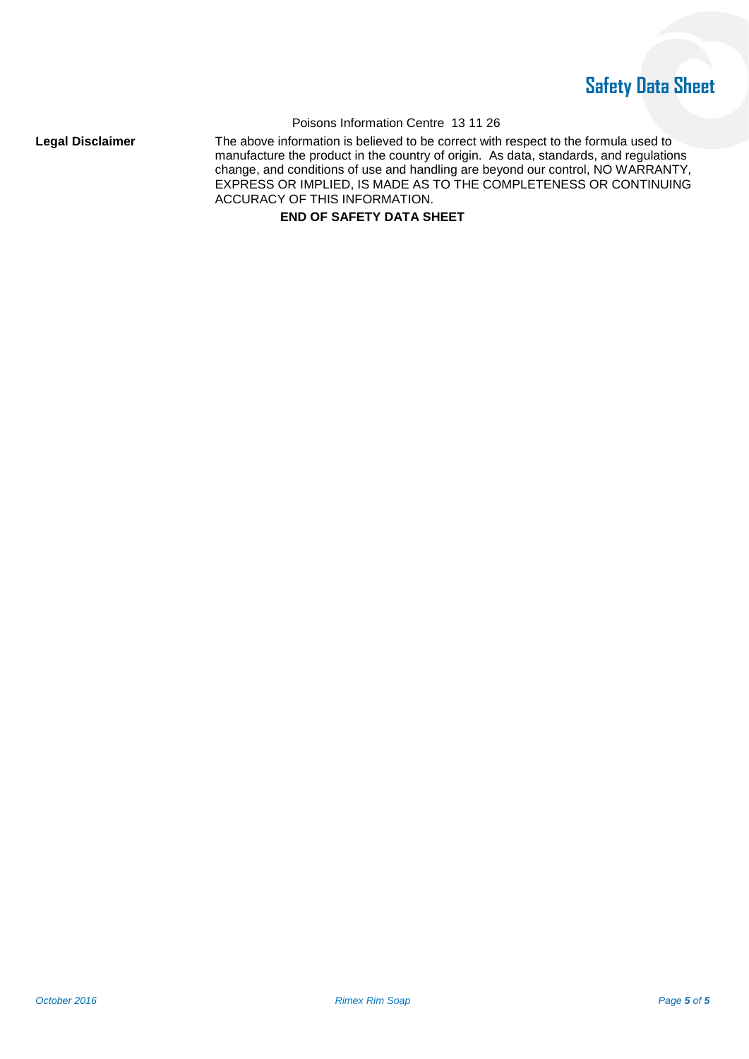Poisons Information Centre 13 11 26

| | |
|---|---|
| **Legal Disclaimer** | The above information is believed to be correct with respect to the formula used to manufacture the product in the country of origin. As data, standards, and regulations change, and conditions of use and handling are beyond our control, NO WARRANTY, EXPRESS OR IMPLIED, IS MADE AS TO THE COMPLETENESS OR CONTINUING ACCURACY OF THIS INFORMATION. |

**END OF SAFETY DATA SHEET**